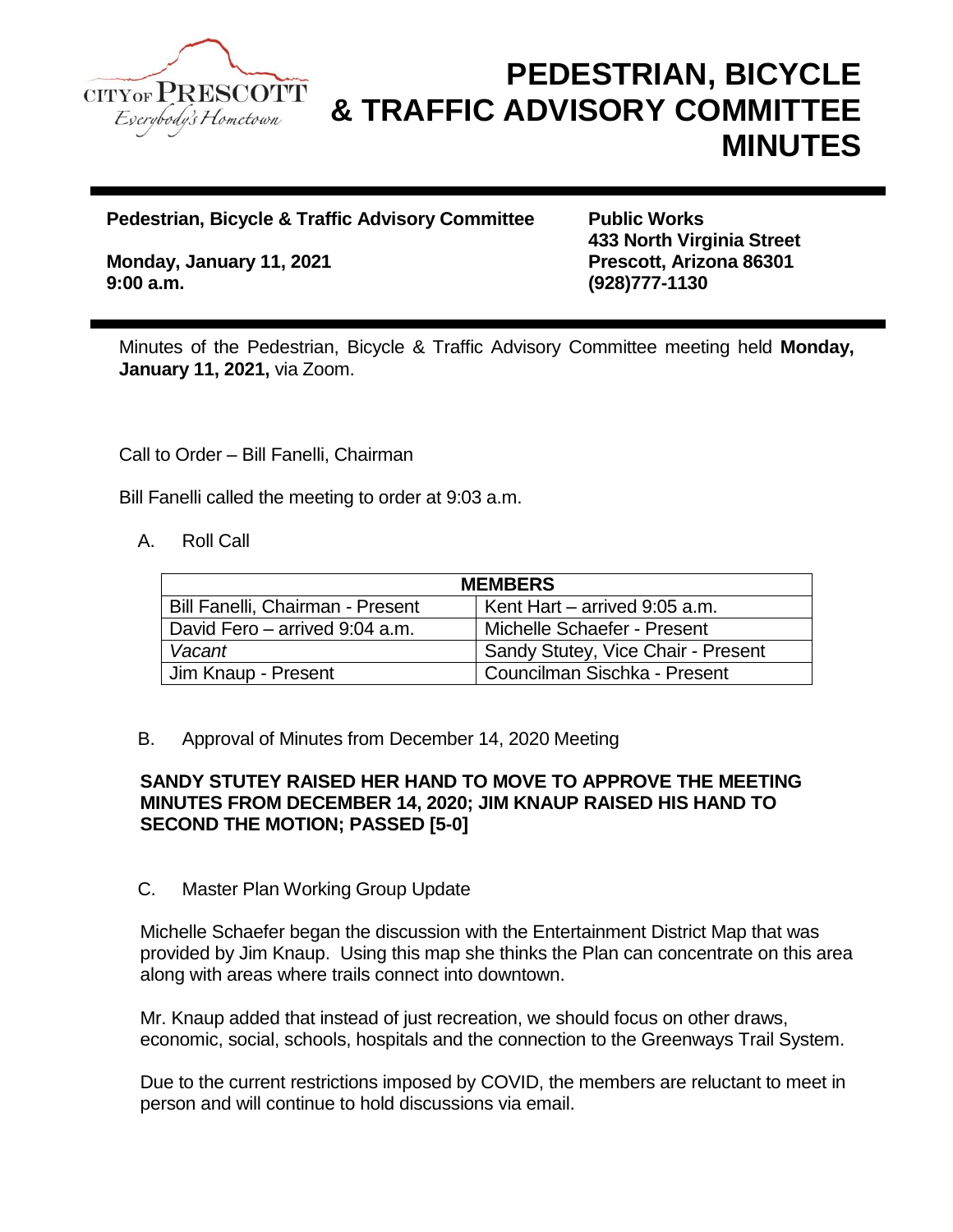# PEDESTRIAN, BICYCLE & TRAFFIC ADVISORY COMMITTEE MINUTES

**Pedestrian, Bicycle & Traffic Advisory Committee**

**Monday, January 11, 2021**
**9:00 a.m.**

**Public Works**
**433 North Virginia Street**
**Prescott, Arizona 86301**
**(928)777-1130**

Minutes of the Pedestrian, Bicycle & Traffic Advisory Committee meeting held **Monday, January 11, 2021,** via Zoom.

Call to Order – Bill Fanelli, Chairman

Bill Fanelli called the meeting to order at 9:03 a.m.

A. Roll Call

| MEMBERS | |
|---|---|
| Bill Fanelli, Chairman - Present | Kent Hart – arrived 9:05 a.m. |
| David Fero – arrived 9:04 a.m. | Michelle Schaefer - Present |
| *Vacant* | Sandy Stutey, Vice Chair - Present |
| Jim Knaup - Present | Councilman Sischka - Present |

B. Approval of Minutes from December 14, 2020 Meeting

**SANDY STUTEY RAISED HER HAND TO MOVE TO APPROVE THE MEETING MINUTES FROM DECEMBER 14, 2020; JIM KNAUP RAISED HIS HAND TO SECOND THE MOTION; PASSED [5-0]**

C. Master Plan Working Group Update

Michelle Schaefer began the discussion with the Entertainment District Map that was provided by Jim Knaup. Using this map she thinks the Plan can concentrate on this area along with areas where trails connect into downtown.

Mr. Knaup added that instead of just recreation, we should focus on other draws, economic, social, schools, hospitals and the connection to the Greenways Trail System.

Due to the current restrictions imposed by COVID, the members are reluctant to meet in person and will continue to hold discussions via email.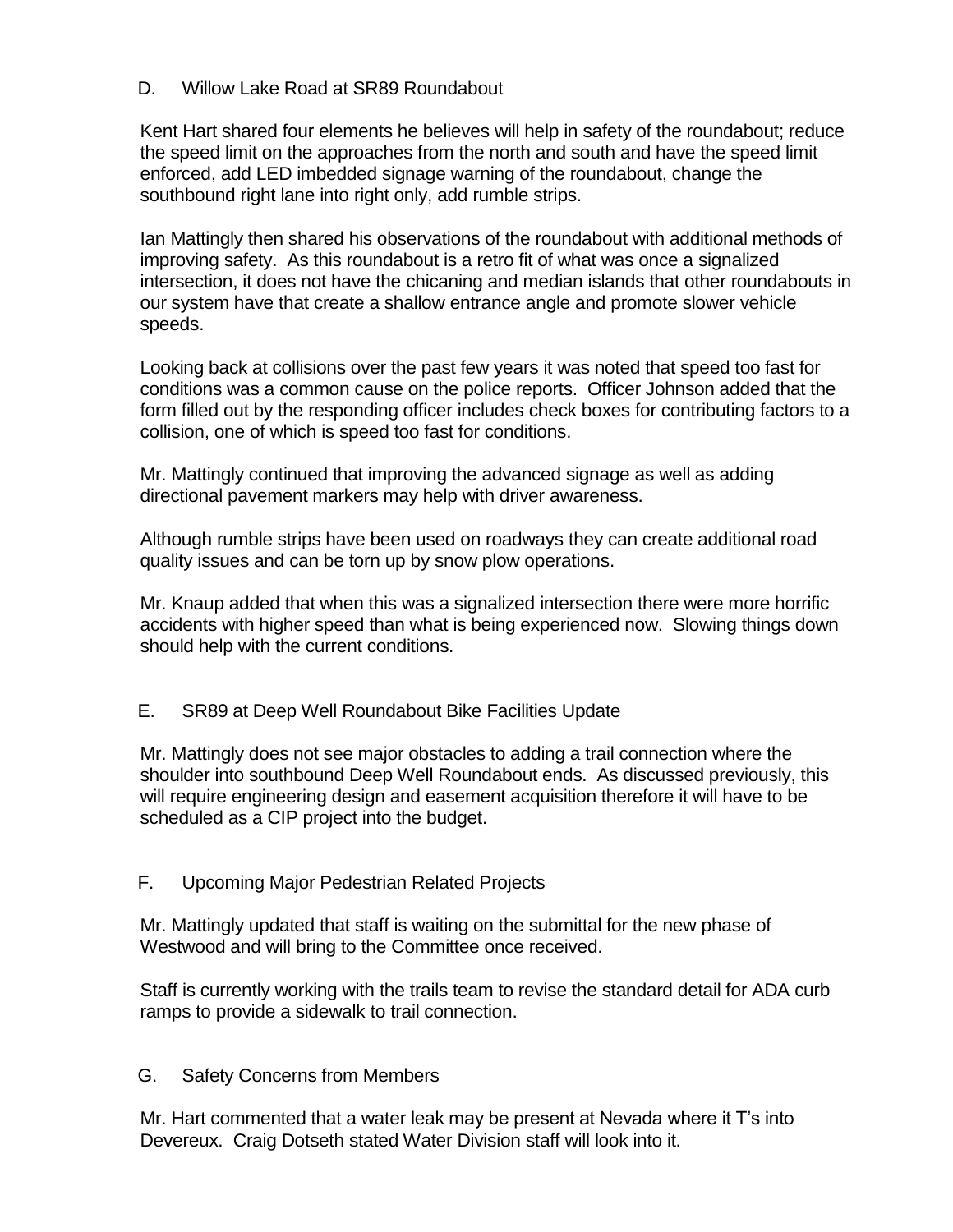D. Willow Lake Road at SR89 Roundabout

Kent Hart shared four elements he believes will help in safety of the roundabout; reduce the speed limit on the approaches from the north and south and have the speed limit enforced, add LED imbedded signage warning of the roundabout, change the southbound right lane into right only, add rumble strips.

Ian Mattingly then shared his observations of the roundabout with additional methods of improving safety. As this roundabout is a retro fit of what was once a signalized intersection, it does not have the chicaning and median islands that other roundabouts in our system have that create a shallow entrance angle and promote slower vehicle speeds.

Looking back at collisions over the past few years it was noted that speed too fast for conditions was a common cause on the police reports. Officer Johnson added that the form filled out by the responding officer includes check boxes for contributing factors to a collision, one of which is speed too fast for conditions.

Mr. Mattingly continued that improving the advanced signage as well as adding directional pavement markers may help with driver awareness.

Although rumble strips have been used on roadways they can create additional road quality issues and can be torn up by snow plow operations.

Mr. Knaup added that when this was a signalized intersection there were more horrific accidents with higher speed than what is being experienced now. Slowing things down should help with the current conditions.

E. SR89 at Deep Well Roundabout Bike Facilities Update

Mr. Mattingly does not see major obstacles to adding a trail connection where the shoulder into southbound Deep Well Roundabout ends. As discussed previously, this will require engineering design and easement acquisition therefore it will have to be scheduled as a CIP project into the budget.

F. Upcoming Major Pedestrian Related Projects

Mr. Mattingly updated that staff is waiting on the submittal for the new phase of Westwood and will bring to the Committee once received.

Staff is currently working with the trails team to revise the standard detail for ADA curb ramps to provide a sidewalk to trail connection.

G. Safety Concerns from Members

Mr. Hart commented that a water leak may be present at Nevada where it T's into Devereux. Craig Dotseth stated Water Division staff will look into it.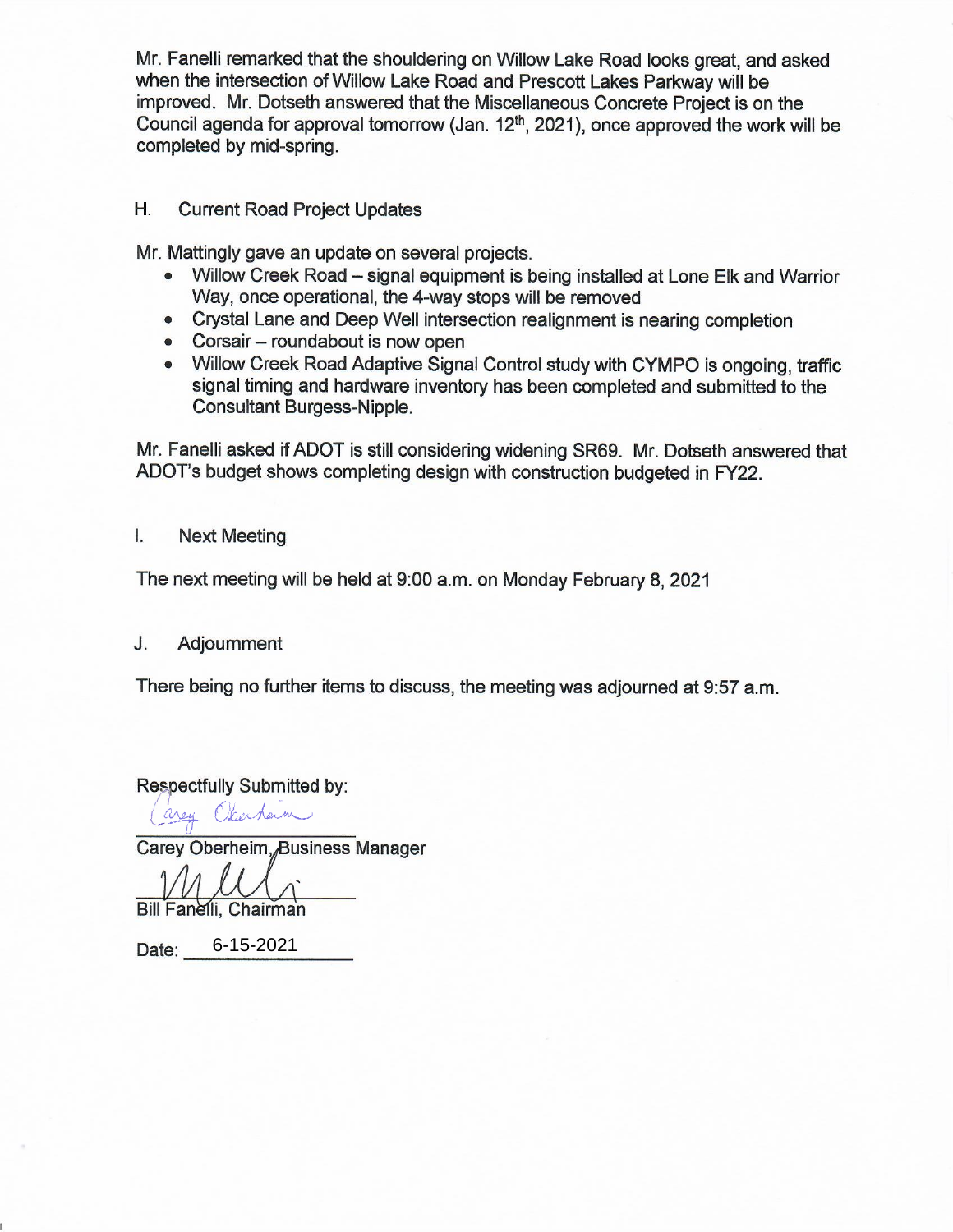Mr. Fanelli remarked that the shouldering on Willow Lake Road looks great, and asked when the intersection of Willow Lake Road and Prescott Lakes Parkway will be improved. Mr. Dotseth answered that the Miscellaneous Concrete Project is on the Council agenda for approval tomorrow (Jan. 12th, 2021), once approved the work will be completed by mid-spring.

## H. Current Road Project Updates

Mr. Mattingly gave an update on several projects.

- Willow Creek Road – signal equipment is being installed at Lone Elk and Warrior Way, once operational, the 4-way stops will be removed
- Crystal Lane and Deep Well intersection realignment is nearing completion
- Corsair – roundabout is now open
- Willow Creek Road Adaptive Signal Control study with CYMPO is ongoing, traffic signal timing and hardware inventory has been completed and submitted to the Consultant Burgess-Nipple.

Mr. Fanelli asked if ADOT is still considering widening SR69. Mr. Dotseth answered that ADOT's budget shows completing design with construction budgeted in FY22.

## I. Next Meeting

The next meeting will be held at 9:00 a.m. on Monday February 8, 2021

## J. Adjournment

There being no further items to discuss, the meeting was adjourned at 9:57 a.m.

Respectfully Submitted by:

Carey Oberheim

Carey Oberheim, Business Manager

Bill Fanelli, Chairman

Date: 6-15-2021